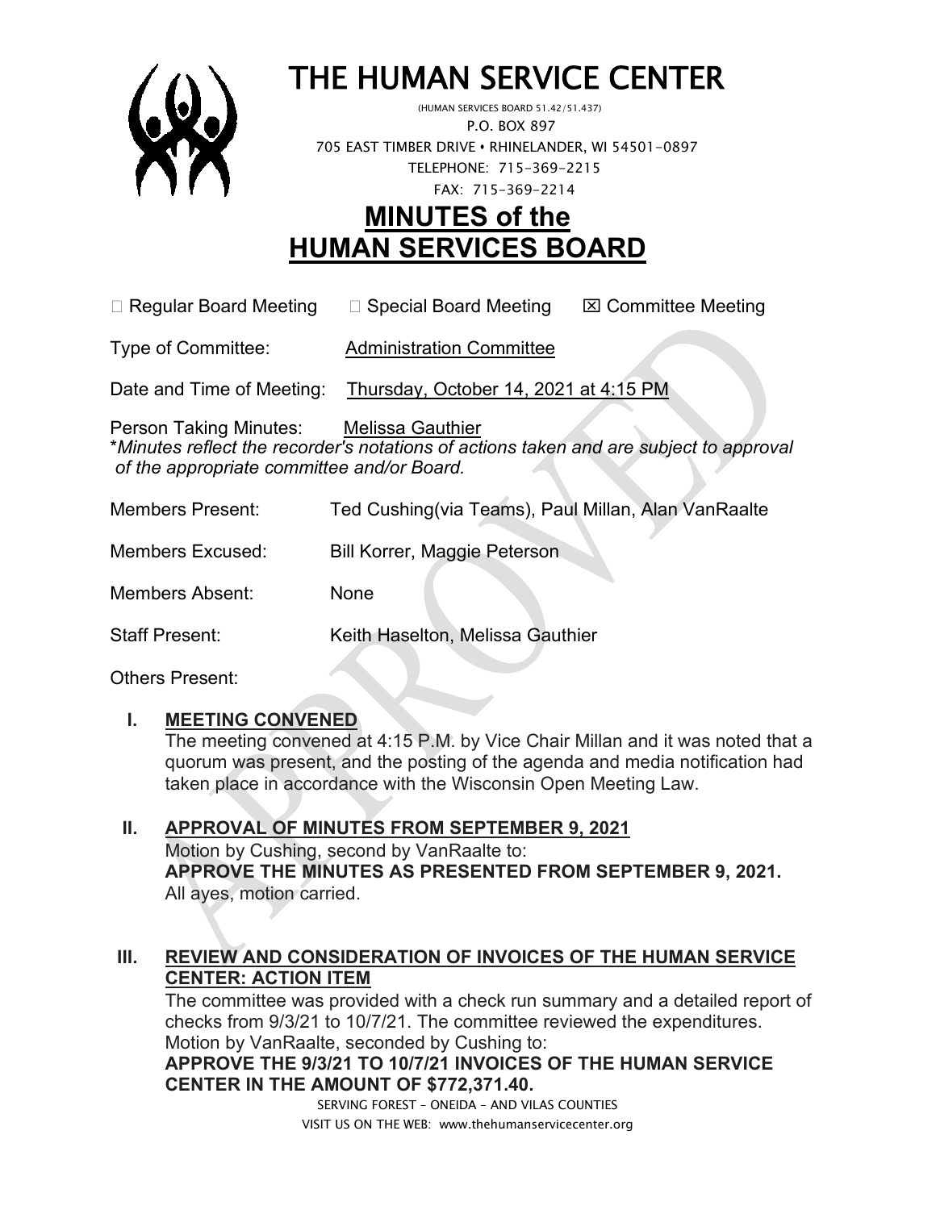# THE HUMAN SERVICE CENTER

(HUMAN SERVICES BOARD 51.42/51.437)
P.O. BOX 897
705 EAST TIMBER DRIVE • RHINELANDER, WI 54501-0897
TELEPHONE: 715-369-2215
FAX: 715-369-2214

# MINUTES of the HUMAN SERVICES BOARD

☐ Regular Board Meeting ☐ Special Board Meeting ☒ Committee Meeting

Type of Committee: Administration Committee

Date and Time of Meeting: Thursday, October 14, 2021 at 4:15 PM

Person Taking Minutes: Melissa Gauthier
**Minutes reflect the recorder's notations of actions taken and are subject to approval of the appropriate committee and/or Board.*

Members Present: Ted Cushing(via Teams), Paul Millan, Alan VanRaalte

Members Excused: Bill Korrer, Maggie Peterson

Members Absent: None

Staff Present: Keith Haselton, Melissa Gauthier

Others Present:

## I. MEETING CONVENED

The meeting convened at 4:15 P.M. by Vice Chair Millan and it was noted that a quorum was present, and the posting of the agenda and media notification had taken place in accordance with the Wisconsin Open Meeting Law.

## II. APPROVAL OF MINUTES FROM SEPTEMBER 9, 2021

Motion by Cushing, second by VanRaalte to:
**APPROVE THE MINUTES AS PRESENTED FROM SEPTEMBER 9, 2021.**
All ayes, motion carried.

## III. REVIEW AND CONSIDERATION OF INVOICES OF THE HUMAN SERVICE CENTER: ACTION ITEM

The committee was provided with a check run summary and a detailed report of checks from 9/3/21 to 10/7/21. The committee reviewed the expenditures.
Motion by VanRaalte, seconded by Cushing to:
**APPROVE THE 9/3/21 TO 10/7/21 INVOICES OF THE HUMAN SERVICE CENTER IN THE AMOUNT OF $772,371.40.**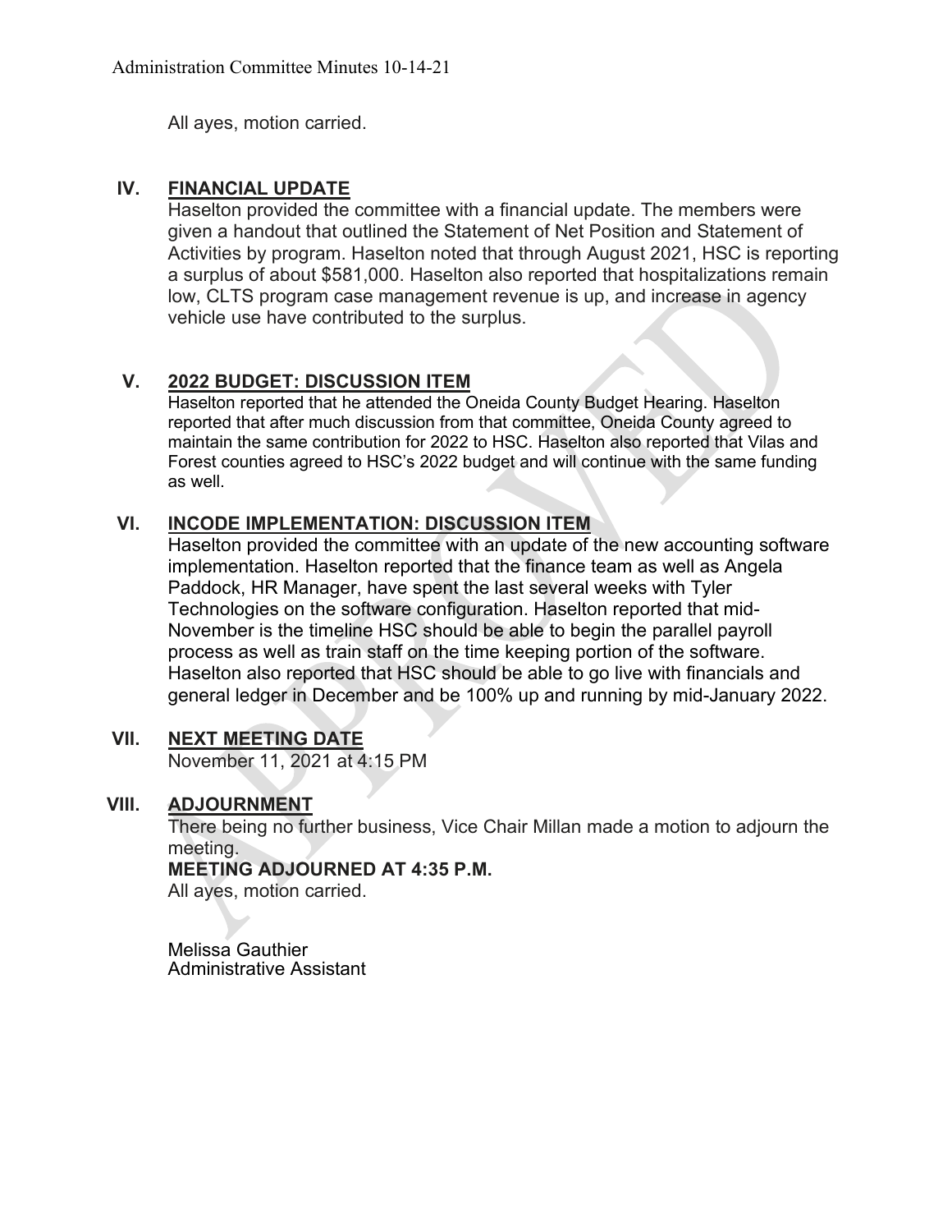All ayes, motion carried.

## IV. FINANCIAL UPDATE

Haselton provided the committee with a financial update. The members were given a handout that outlined the Statement of Net Position and Statement of Activities by program. Haselton noted that through August 2021, HSC is reporting a surplus of about $581,000. Haselton also reported that hospitalizations remain low, CLTS program case management revenue is up, and increase in agency vehicle use have contributed to the surplus.

## V. 2022 BUDGET: DISCUSSION ITEM

Haselton reported that he attended the Oneida County Budget Hearing. Haselton reported that after much discussion from that committee, Oneida County agreed to maintain the same contribution for 2022 to HSC. Haselton also reported that Vilas and Forest counties agreed to HSC's 2022 budget and will continue with the same funding as well.

## VI. INCODE IMPLEMENTATION: DISCUSSION ITEM

Haselton provided the committee with an update of the new accounting software implementation. Haselton reported that the finance team as well as Angela Paddock, HR Manager, have spent the last several weeks with Tyler Technologies on the software configuration. Haselton reported that mid-November is the timeline HSC should be able to begin the parallel payroll process as well as train staff on the time keeping portion of the software. Haselton also reported that HSC should be able to go live with financials and general ledger in December and be 100% up and running by mid-January 2022.

## VII. NEXT MEETING DATE

November 11, 2021 at 4:15 PM

## VIII. ADJOURNMENT

There being no further business, Vice Chair Millan made a motion to adjourn the meeting.

**MEETING ADJOURNED AT 4:35 P.M.**

All ayes, motion carried.

Melissa Gauthier
Administrative Assistant